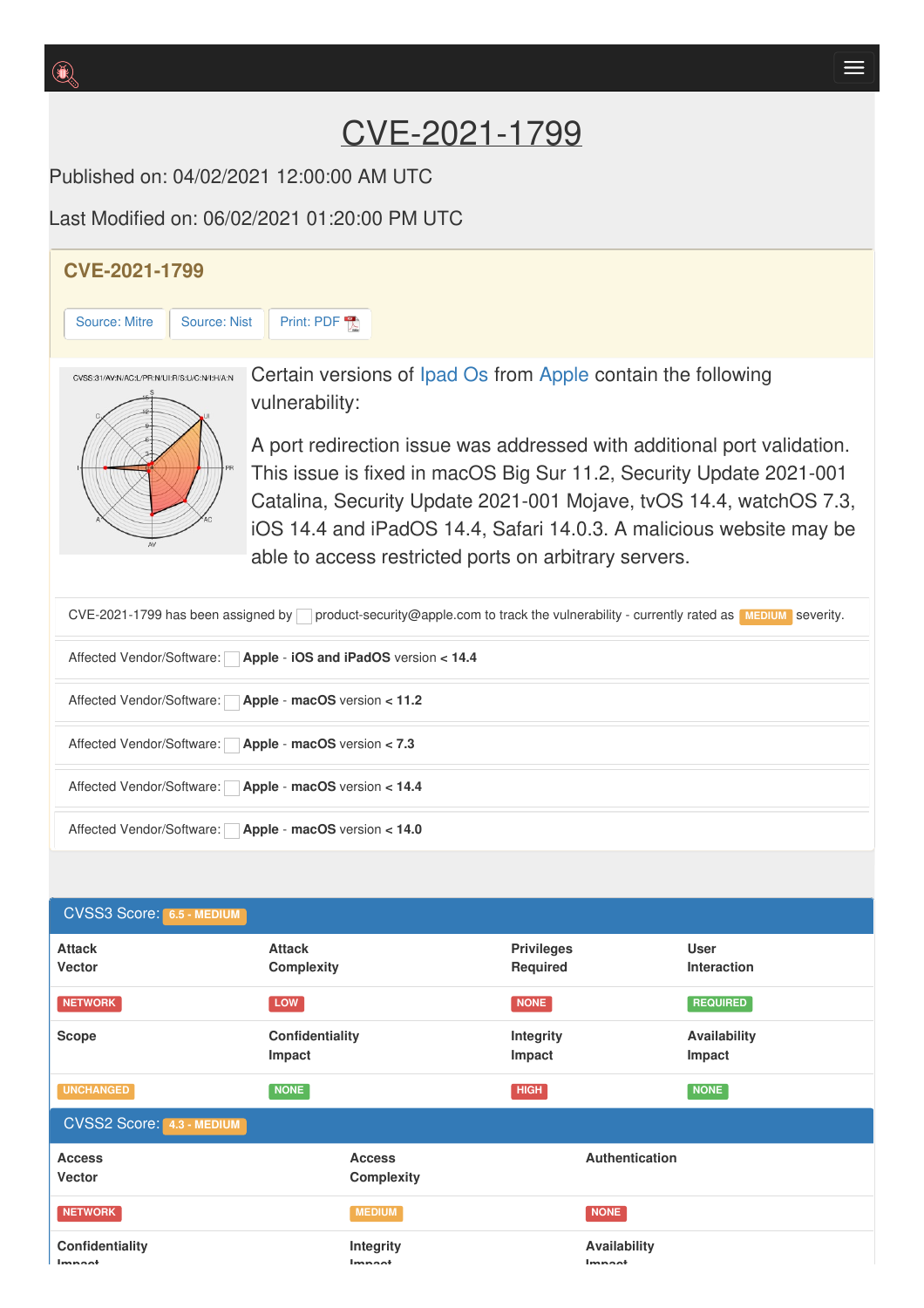# CVE-2021-1799

Published on: 04/02/2021 12:00:00 AM UTC

Last Modified on: 06/02/2021 01:20:00 PM UTC

## CVE-2021-1799

Source: Mitre | Source: Nist | Print: PDF

Certain versions of Ipad Os from Apple contain the following vulnerability:

A port redirection issue was addressed with additional port validation. This issue is fixed in macOS Big Sur 11.2, Security Update 2021-001 Catalina, Security Update 2021-001 Mojave, tvOS 14.4, watchOS 7.3, iOS 14.4 and iPadOS 14.4, Safari 14.0.3. A malicious website may be able to access restricted ports on arbitrary servers.

CVE-2021-1799 has been assigned by product-security@apple.com to track the vulnerability - currently rated as MEDIUM severity.

Affected Vendor/Software: **Apple** - **iOS and iPadOS** version < **14.4**

Affected Vendor/Software: **Apple** - **macOS** version < **11.2**

Affected Vendor/Software: **Apple** - **macOS** version < **7.3**

Affected Vendor/Software: **Apple** - **macOS** version < **14.4**

Affected Vendor/Software: **Apple** - **macOS** version < **14.0**

### CVSS3 Score: 6.5 - MEDIUM

| Attack Vector | Attack Complexity | Privileges Required | User Interaction |
|---|---|---|---|
| NETWORK | LOW | NONE | REQUIRED |
| **Scope** | **Confidentiality Impact** | **Integrity Impact** | **Availability Impact** |
| UNCHANGED | NONE | HIGH | NONE |

### CVSS2 Score: 4.3 - MEDIUM

| Access Vector | Access Complexity | Authentication |
|---|---|---|
| NETWORK | MEDIUM | NONE |
| **Confidentiality Impact** | **Integrity Impact** | **Availability Impact** |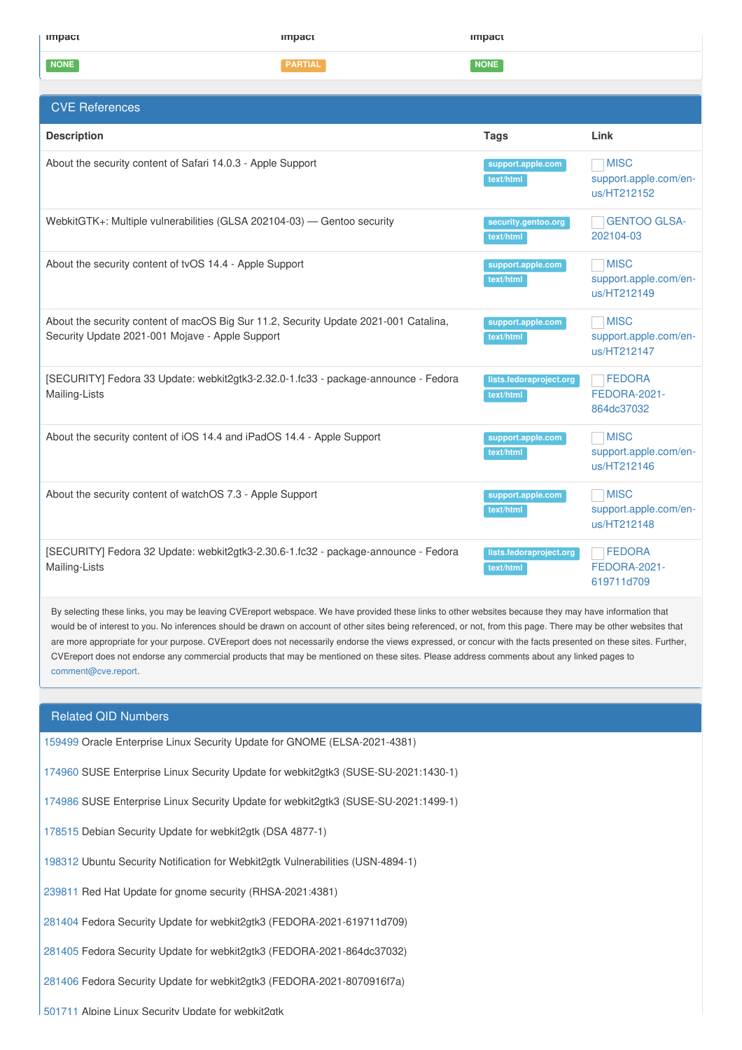| Impact | Impact | Impact |
|---|---|---|
| NONE | PARTIAL | NONE |

## CVE References

| Description | Tags | Link |
|---|---|---|
| About the security content of Safari 14.0.3 - Apple Support | support.apple.com text/html | MISC support.apple.com/en-us/HT212152 |
| WebkitGTK+: Multiple vulnerabilities (GLSA 202104-03) — Gentoo security | security.gentoo.org text/html | GENTOO GLSA-202104-03 |
| About the security content of tvOS 14.4 - Apple Support | support.apple.com text/html | MISC support.apple.com/en-us/HT212149 |
| About the security content of macOS Big Sur 11.2, Security Update 2021-001 Catalina, Security Update 2021-001 Mojave - Apple Support | support.apple.com text/html | MISC support.apple.com/en-us/HT212147 |
| [SECURITY] Fedora 33 Update: webkit2gtk3-2.32.0-1.fc33 - package-announce - Fedora Mailing-Lists | lists.fedoraproject.org text/html | FEDORA FEDORA-2021-864dc37032 |
| About the security content of iOS 14.4 and iPadOS 14.4 - Apple Support | support.apple.com text/html | MISC support.apple.com/en-us/HT212146 |
| About the security content of watchOS 7.3 - Apple Support | support.apple.com text/html | MISC support.apple.com/en-us/HT212148 |
| [SECURITY] Fedora 32 Update: webkit2gtk3-2.30.6-1.fc32 - package-announce - Fedora Mailing-Lists | lists.fedoraproject.org text/html | FEDORA FEDORA-2021-619711d709 |

By selecting these links, you may be leaving CVEreport webspace. We have provided these links to other websites because they may have information that would be of interest to you. No inferences should be drawn on account of other sites being referenced, or not, from this page. There may be other websites that are more appropriate for your purpose. CVEreport does not necessarily endorse the views expressed, or concur with the facts presented on these sites. Further, CVEreport does not endorse any commercial products that may be mentioned on these sites. Please address comments about any linked pages to comment@cve.report.

## Related QID Numbers

159499 Oracle Enterprise Linux Security Update for GNOME (ELSA-2021-4381)

174960 SUSE Enterprise Linux Security Update for webkit2gtk3 (SUSE-SU-2021:1430-1)

174986 SUSE Enterprise Linux Security Update for webkit2gtk3 (SUSE-SU-2021:1499-1)

178515 Debian Security Update for webkit2gtk (DSA 4877-1)

198312 Ubuntu Security Notification for Webkit2gtk Vulnerabilities (USN-4894-1)

239811 Red Hat Update for gnome security (RHSA-2021:4381)

281404 Fedora Security Update for webkit2gtk3 (FEDORA-2021-619711d709)

281405 Fedora Security Update for webkit2gtk3 (FEDORA-2021-864dc37032)

281406 Fedora Security Update for webkit2gtk3 (FEDORA-2021-8070916f7a)

501711 Alpine Linux Security Update for webkit2gtk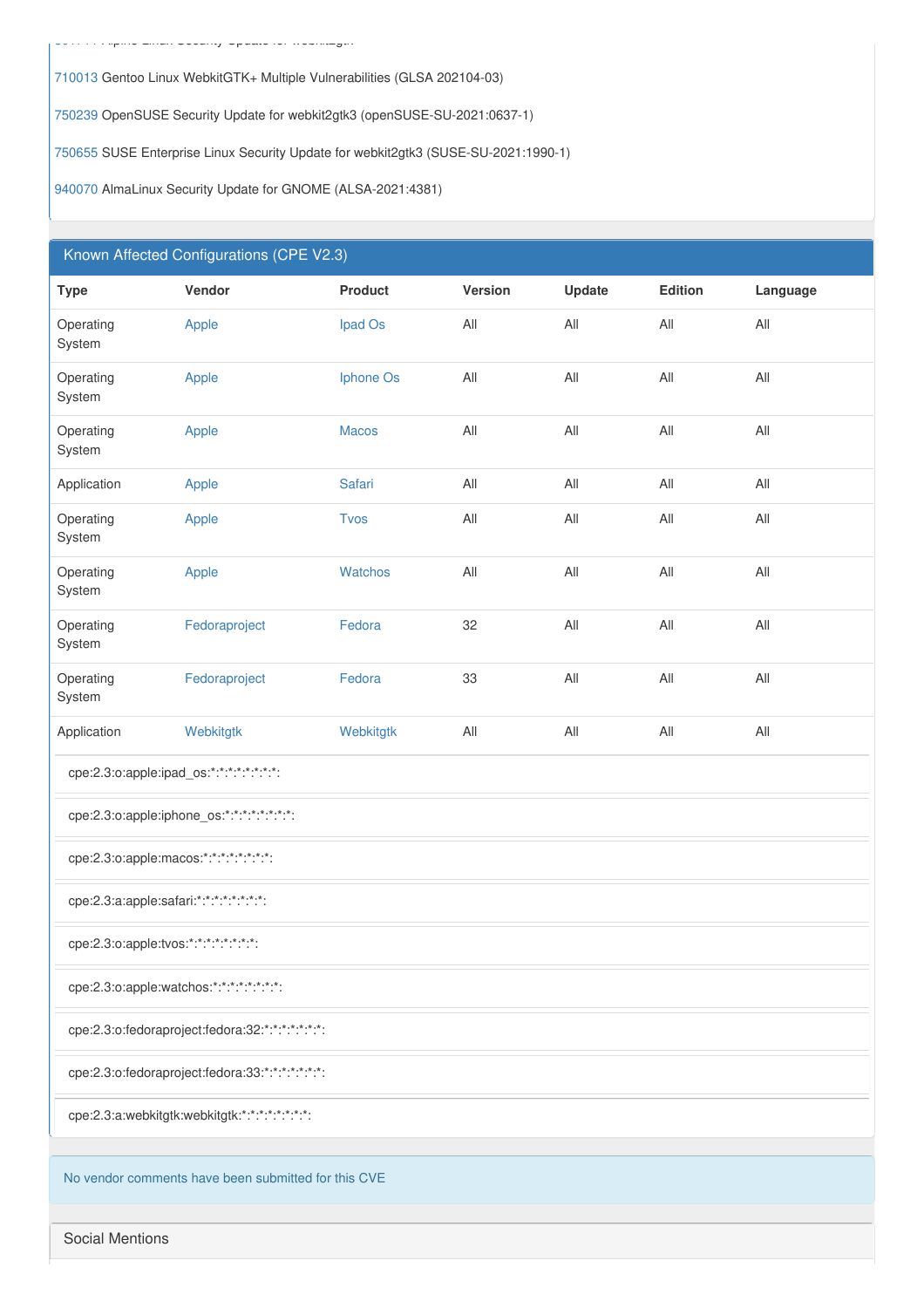710013 Gentoo Linux WebkitGTK+ Multiple Vulnerabilities (GLSA 202104-03)

750239 OpenSUSE Security Update for webkit2gtk3 (openSUSE-SU-2021:0637-1)

750655 SUSE Enterprise Linux Security Update for webkit2gtk3 (SUSE-SU-2021:1990-1)

940070 AlmaLinux Security Update for GNOME (ALSA-2021:4381)

## Known Affected Configurations (CPE V2.3)

| Type | Vendor | Product | Version | Update | Edition | Language |
|---|---|---|---|---|---|---|
| Operating System | Apple | Ipad Os | All | All | All | All |
| Operating System | Apple | Iphone Os | All | All | All | All |
| Operating System | Apple | Macos | All | All | All | All |
| Application | Apple | Safari | All | All | All | All |
| Operating System | Apple | Tvos | All | All | All | All |
| Operating System | Apple | Watchos | All | All | All | All |
| Operating System | Fedoraproject | Fedora | 32 | All | All | All |
| Operating System | Fedoraproject | Fedora | 33 | All | All | All |
| Application | Webkitgtk | Webkitgtk | All | All | All | All |

cpe:2.3:o:apple:ipad_os:*:*:*:*:*:*:*:*:

cpe:2.3:o:apple:iphone_os:*:*:*:*:*:*:*:*:

cpe:2.3:o:apple:macos:*:*:*:*:*:*:*:*:

cpe:2.3:a:apple:safari:*:*:*:*:*:*:*:*:

cpe:2.3:o:apple:tvos:*:*:*:*:*:*:*:*:

cpe:2.3:o:apple:watchos:*:*:*:*:*:*:*:*:

cpe:2.3:o:fedoraproject:fedora:32:*:*:*:*:*:*:*:

cpe:2.3:o:fedoraproject:fedora:33:*:*:*:*:*:*:*:

cpe:2.3:a:webkitgtk:webkitgtk:*:*:*:*:*:*:*:*:

No vendor comments have been submitted for this CVE

## Social Mentions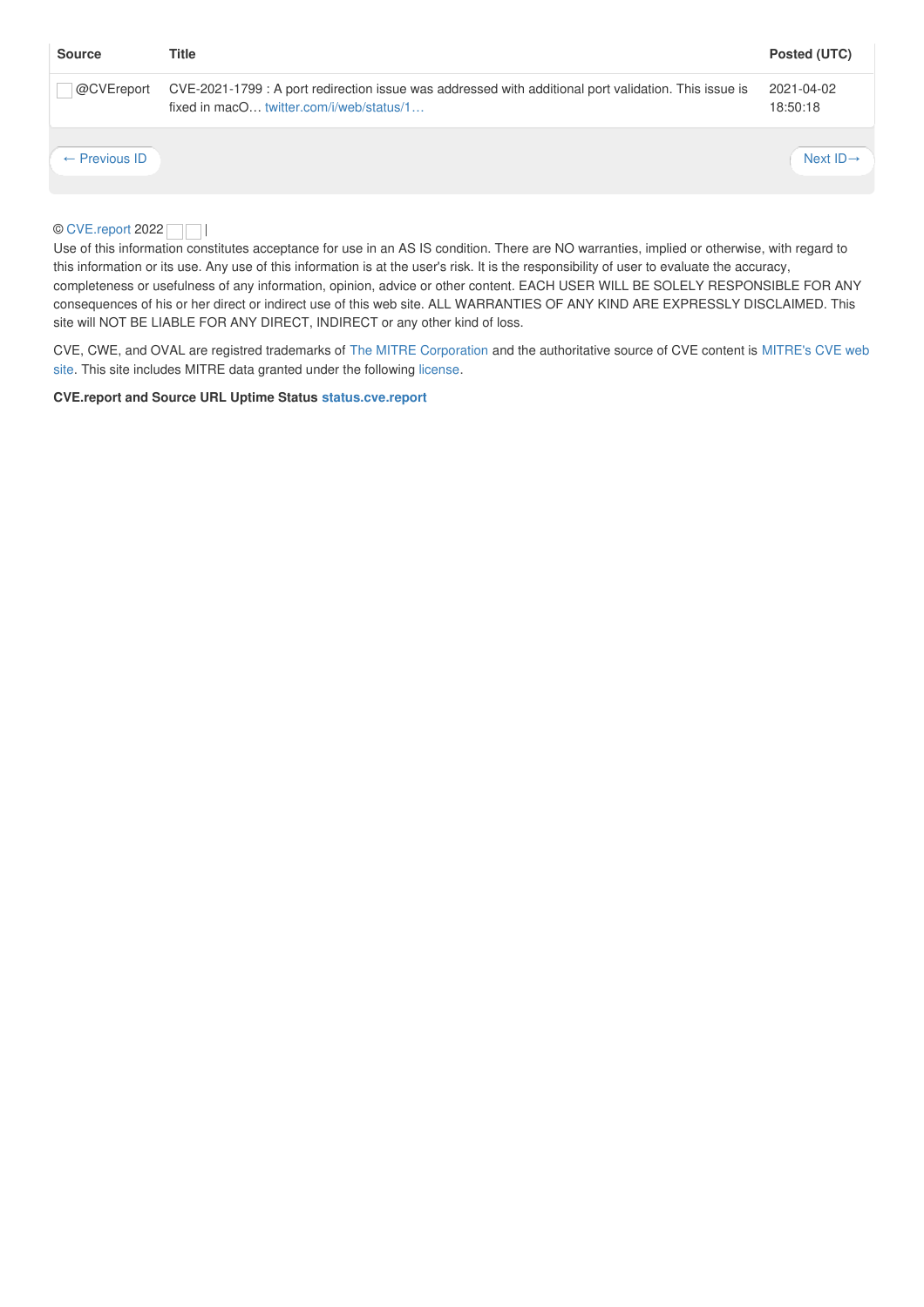| Source | Title | Posted (UTC) |
|---|---|---|
| @CVEreport | CVE-2021-1799 : A port redirection issue was addressed with additional port validation. This issue is fixed in macO… twitter.com/i/web/status/1… | 2021-04-02 18:50:18 |

← Previous ID

Next ID→

© CVE.report 2022 |

Use of this information constitutes acceptance for use in an AS IS condition. There are NO warranties, implied or otherwise, with regard to this information or its use. Any use of this information is at the user's risk. It is the responsibility of user to evaluate the accuracy, completeness or usefulness of any information, opinion, advice or other content. EACH USER WILL BE SOLELY RESPONSIBLE FOR ANY consequences of his or her direct or indirect use of this web site. ALL WARRANTIES OF ANY KIND ARE EXPRESSLY DISCLAIMED. This site will NOT BE LIABLE FOR ANY DIRECT, INDIRECT or any other kind of loss.

CVE, CWE, and OVAL are registred trademarks of The MITRE Corporation and the authoritative source of CVE content is MITRE's CVE web site. This site includes MITRE data granted under the following license.

**CVE.report and Source URL Uptime Status status.cve.report**